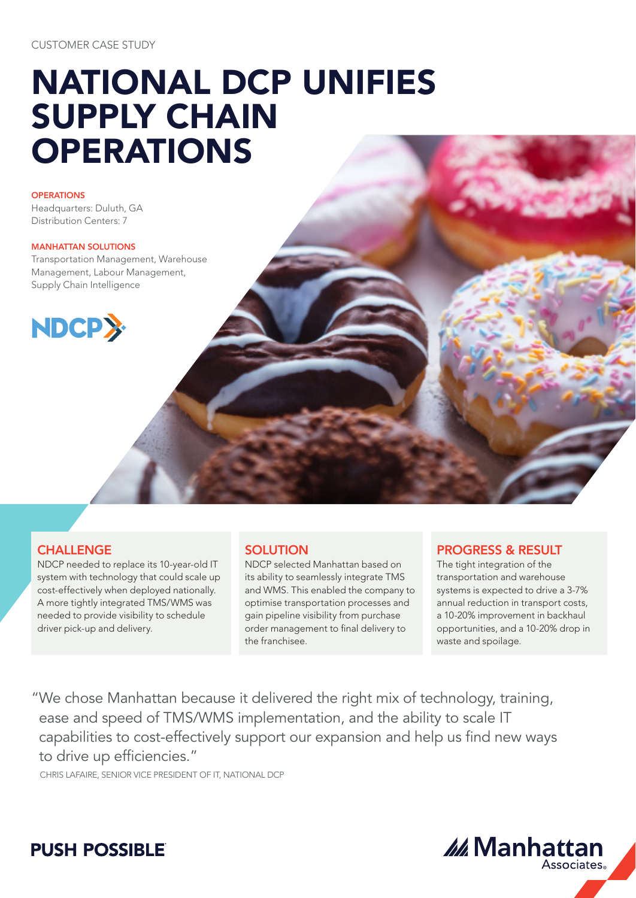CUSTOMER CASE STUDY

# NATIONAL DCP UNIFIES SUPPLY CHAIN OPERATIONS

**OPERATIONS**

Headquarters: Duluth, GA
Distribution Centers: 7

**MANHATTAN SOLUTIONS**

Transportation Management, Warehouse Management, Labour Management, Supply Chain Intelligence

NDCP

## CHALLENGE

NDCP needed to replace its 10-year-old IT system with technology that could scale up cost-effectively when deployed nationally. A more tightly integrated TMS/WMS was needed to provide visibility to schedule driver pick-up and delivery.

## SOLUTION

NDCP selected Manhattan based on its ability to seamlessly integrate TMS and WMS. This enabled the company to optimise transportation processes and gain pipeline visibility from purchase order management to final delivery to the franchisee.

## PROGRESS & RESULT

The tight integration of the transportation and warehouse systems is expected to drive a 3-7% annual reduction in transport costs, a 10-20% improvement in backhaul opportunities, and a 10-20% drop in waste and spoilage.

> "We chose Manhattan because it delivered the right mix of technology, training, ease and speed of TMS/WMS implementation, and the ability to scale IT capabilities to cost-effectively support our expansion and help us find new ways to drive up efficiencies."
>
> CHRIS LAFAIRE, SENIOR VICE PRESIDENT OF IT, NATIONAL DCP

**PUSH POSSIBLE**

Manhattan Associates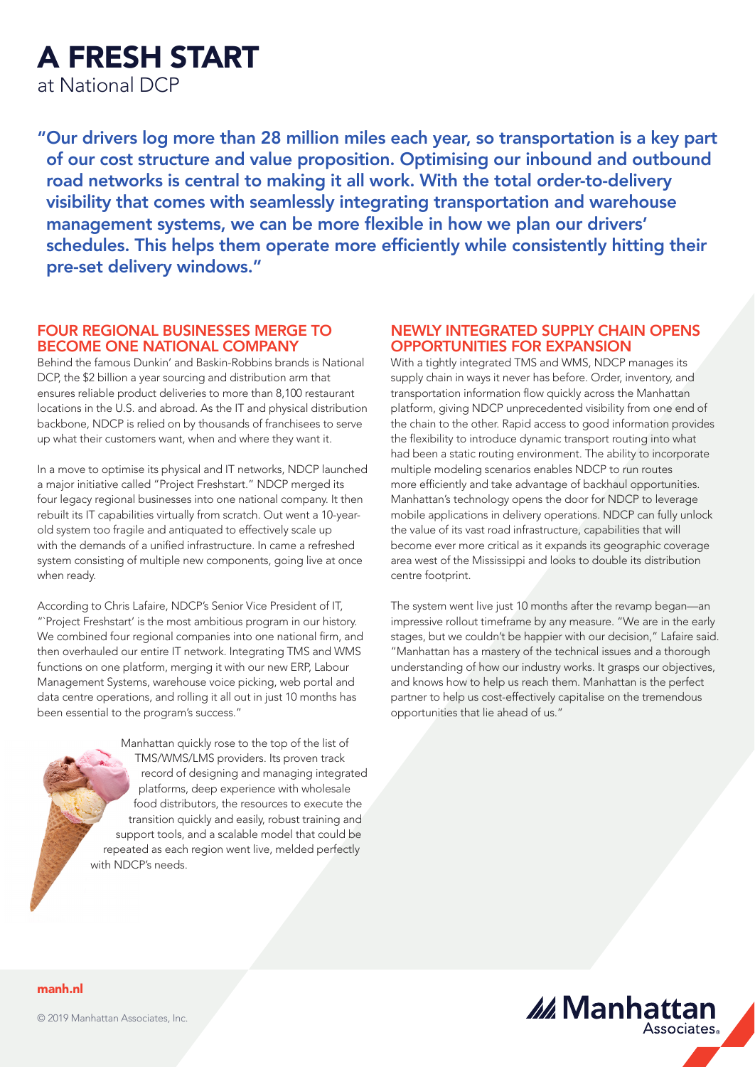# A FRESH START

at National DCP

**"Our drivers log more than 28 million miles each year, so transportation is a key part of our cost structure and value proposition. Optimising our inbound and outbound road networks is central to making it all work. With the total order-to-delivery visibility that comes with seamlessly integrating transportation and warehouse management systems, we can be more flexible in how we plan our drivers' schedules. This helps them operate more efficiently while consistently hitting their pre-set delivery windows."**

## FOUR REGIONAL BUSINESSES MERGE TO BECOME ONE NATIONAL COMPANY

Behind the famous Dunkin' and Baskin-Robbins brands is National DCP, the $2 billion a year sourcing and distribution arm that ensures reliable product deliveries to more than 8,100 restaurant locations in the U.S. and abroad. As the IT and physical distribution backbone, NDCP is relied on by thousands of franchisees to serve up what their customers want, when and where they want it.

In a move to optimise its physical and IT networks, NDCP launched a major initiative called "Project Freshstart." NDCP merged its four legacy regional businesses into one national company. It then rebuilt its IT capabilities virtually from scratch. Out went a 10-year-old system too fragile and antiquated to effectively scale up with the demands of a unified infrastructure. In came a refreshed system consisting of multiple new components, going live at once when ready.

According to Chris Lafaire, NDCP's Senior Vice President of IT, "`Project Freshstart' is the most ambitious program in our history. We combined four regional companies into one national firm, and then overhauled our entire IT network. Integrating TMS and WMS functions on one platform, merging it with our new ERP, Labour Management Systems, warehouse voice picking, web portal and data centre operations, and rolling it all out in just 10 months has been essential to the program's success."

Manhattan quickly rose to the top of the list of TMS/WMS/LMS providers. Its proven track record of designing and managing integrated platforms, deep experience with wholesale food distributors, the resources to execute the transition quickly and easily, robust training and support tools, and a scalable model that could be repeated as each region went live, melded perfectly with NDCP's needs.

## NEWLY INTEGRATED SUPPLY CHAIN OPENS OPPORTUNITIES FOR EXPANSION

With a tightly integrated TMS and WMS, NDCP manages its supply chain in ways it never has before. Order, inventory, and transportation information flow quickly across the Manhattan platform, giving NDCP unprecedented visibility from one end of the chain to the other. Rapid access to good information provides the flexibility to introduce dynamic transport routing into what had been a static routing environment. The ability to incorporate multiple modeling scenarios enables NDCP to run routes more efficiently and take advantage of backhaul opportunities. Manhattan's technology opens the door for NDCP to leverage mobile applications in delivery operations. NDCP can fully unlock the value of its vast road infrastructure, capabilities that will become ever more critical as it expands its geographic coverage area west of the Mississippi and looks to double its distribution centre footprint.

The system went live just 10 months after the revamp began—an impressive rollout timeframe by any measure. "We are in the early stages, but we couldn't be happier with our decision," Lafaire said. "Manhattan has a mastery of the technical issues and a thorough understanding of how our industry works. It grasps our objectives, and knows how to help us reach them. Manhattan is the perfect partner to help us cost-effectively capitalise on the tremendous opportunities that lie ahead of us."

manh.nl

© 2019 Manhattan Associates, Inc.